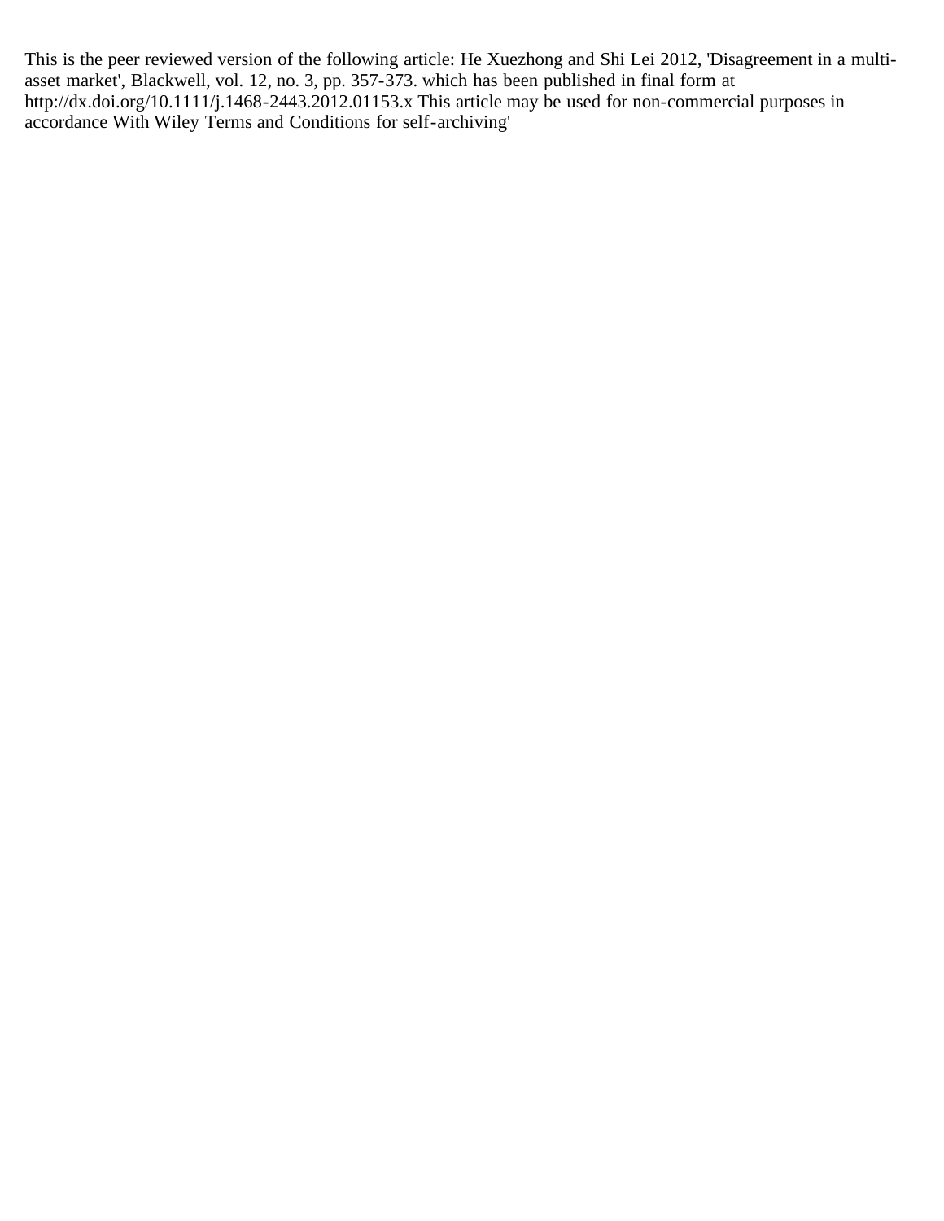This is the peer reviewed version of the following article: He Xuezhong and Shi Lei 2012, 'Disagreement in a multi-asset market', Blackwell, vol. 12, no. 3, pp. 357-373. which has been published in final form at http://dx.doi.org/10.1111/j.1468-2443.2012.01153.x This article may be used for non-commercial purposes in accordance With Wiley Terms and Conditions for self-archiving'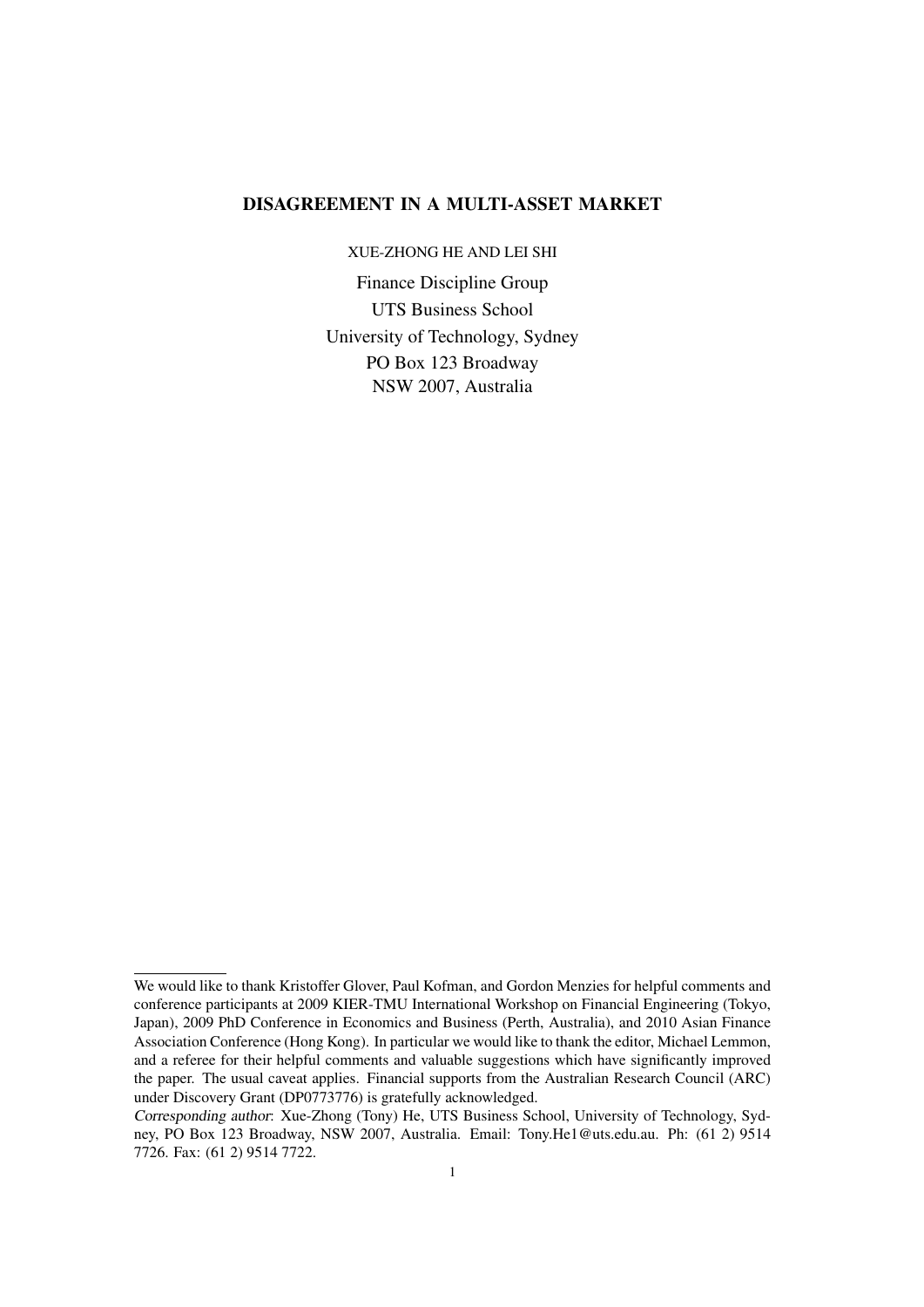# DISAGREEMENT IN A MULTI-ASSET MARKET

XUE-ZHONG HE AND LEI SHI

Finance Discipline Group
UTS Business School
University of Technology, Sydney
PO Box 123 Broadway
NSW 2007, Australia

---

We would like to thank Kristoffer Glover, Paul Kofman, and Gordon Menzies for helpful comments and conference participants at 2009 KIER-TMU International Workshop on Financial Engineering (Tokyo, Japan), 2009 PhD Conference in Economics and Business (Perth, Australia), and 2010 Asian Finance Association Conference (Hong Kong). In particular we would like to thank the editor, Michael Lemmon, and a referee for their helpful comments and valuable suggestions which have significantly improved the paper. The usual caveat applies. Financial supports from the Australian Research Council (ARC) under Discovery Grant (DP0773776) is gratefully acknowledged.

*Corresponding author*: Xue-Zhong (Tony) He, UTS Business School, University of Technology, Sydney, PO Box 123 Broadway, NSW 2007, Australia. Email: Tony.He1@uts.edu.au. Ph: (61 2) 9514 7726. Fax: (61 2) 9514 7722.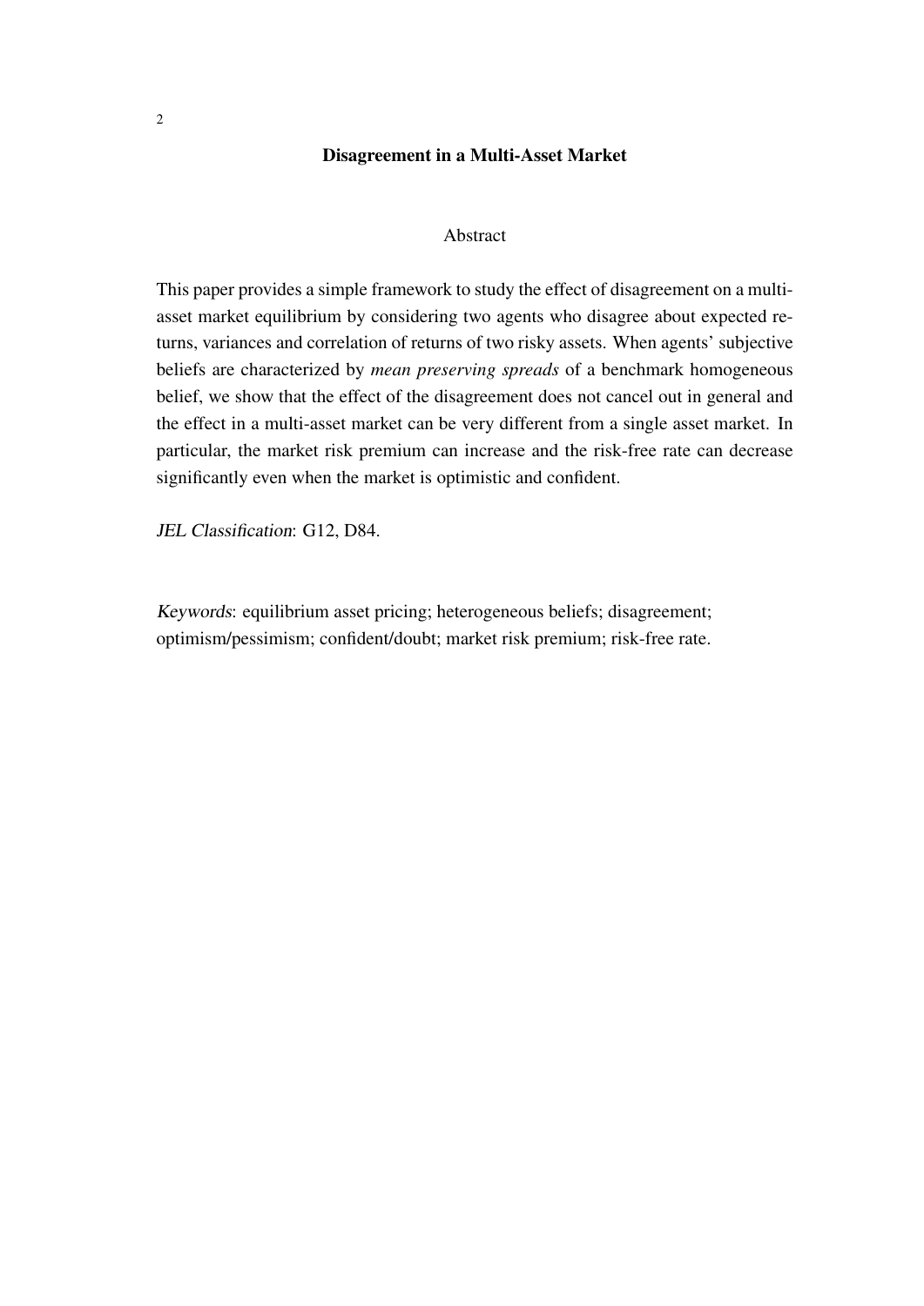# Disagreement in a Multi-Asset Market

## Abstract

This paper provides a simple framework to study the effect of disagreement on a multi-asset market equilibrium by considering two agents who disagree about expected returns, variances and correlation of returns of two risky assets. When agents' subjective beliefs are characterized by *mean preserving spreads* of a benchmark homogeneous belief, we show that the effect of the disagreement does not cancel out in general and the effect in a multi-asset market can be very different from a single asset market. In particular, the market risk premium can increase and the risk-free rate can decrease significantly even when the market is optimistic and confident.

*JEL Classification*: G12, D84.

*Keywords*: equilibrium asset pricing; heterogeneous beliefs; disagreement; optimism/pessimism; confident/doubt; market risk premium; risk-free rate.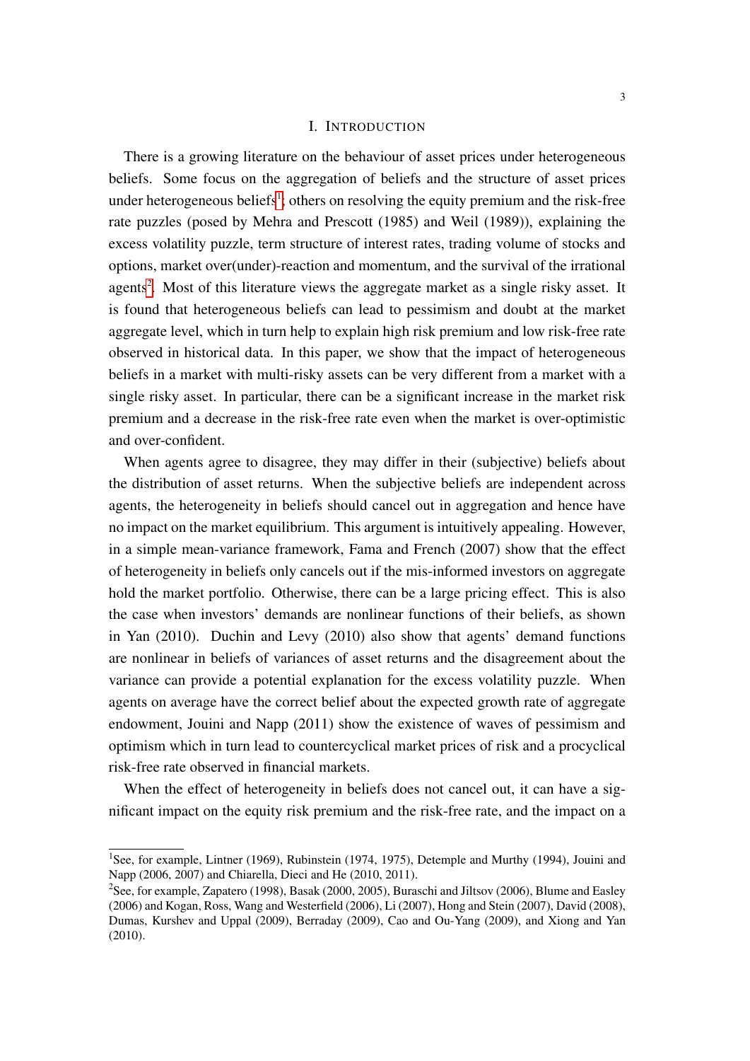# I. INTRODUCTION

There is a growing literature on the behaviour of asset prices under heterogeneous beliefs. Some focus on the aggregation of beliefs and the structure of asset prices under heterogeneous beliefs[1]; others on resolving the equity premium and the risk-free rate puzzles (posed by Mehra and Prescott (1985) and Weil (1989)), explaining the excess volatility puzzle, term structure of interest rates, trading volume of stocks and options, market over(under)-reaction and momentum, and the survival of the irrational agents[2]. Most of this literature views the aggregate market as a single risky asset. It is found that heterogeneous beliefs can lead to pessimism and doubt at the market aggregate level, which in turn help to explain high risk premium and low risk-free rate observed in historical data. In this paper, we show that the impact of heterogeneous beliefs in a market with multi-risky assets can be very different from a market with a single risky asset. In particular, there can be a significant increase in the market risk premium and a decrease in the risk-free rate even when the market is over-optimistic and over-confident.

When agents agree to disagree, they may differ in their (subjective) beliefs about the distribution of asset returns. When the subjective beliefs are independent across agents, the heterogeneity in beliefs should cancel out in aggregation and hence have no impact on the market equilibrium. This argument is intuitively appealing. However, in a simple mean-variance framework, Fama and French (2007) show that the effect of heterogeneity in beliefs only cancels out if the mis-informed investors on aggregate hold the market portfolio. Otherwise, there can be a large pricing effect. This is also the case when investors' demands are nonlinear functions of their beliefs, as shown in Yan (2010). Duchin and Levy (2010) also show that agents' demand functions are nonlinear in beliefs of variances of asset returns and the disagreement about the variance can provide a potential explanation for the excess volatility puzzle. When agents on average have the correct belief about the expected growth rate of aggregate endowment, Jouini and Napp (2011) show the existence of waves of pessimism and optimism which in turn lead to countercyclical market prices of risk and a procyclical risk-free rate observed in financial markets.

When the effect of heterogeneity in beliefs does not cancel out, it can have a significant impact on the equity risk premium and the risk-free rate, and the impact on a

[1]See, for example, Lintner (1969), Rubinstein (1974, 1975), Detemple and Murthy (1994), Jouini and Napp (2006, 2007) and Chiarella, Dieci and He (2010, 2011).

[2]See, for example, Zapatero (1998), Basak (2000, 2005), Buraschi and Jiltsov (2006), Blume and Easley (2006) and Kogan, Ross, Wang and Westerfield (2006), Li (2007), Hong and Stein (2007), David (2008), Dumas, Kurshev and Uppal (2009), Berraday (2009), Cao and Ou-Yang (2009), and Xiong and Yan (2010).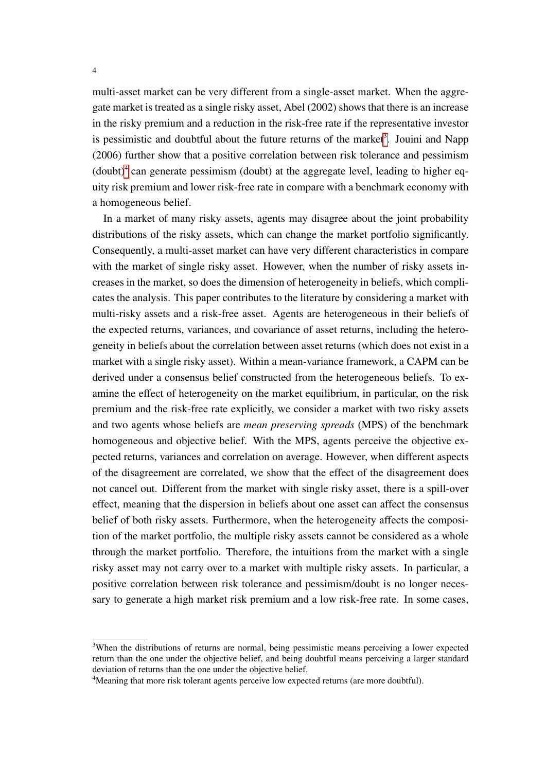multi-asset market can be very different from a single-asset market. When the aggregate market is treated as a single risky asset, Abel (2002) shows that there is an increase in the risky premium and a reduction in the risk-free rate if the representative investor is pessimistic and doubtful about the future returns of the market[3]. Jouini and Napp (2006) further show that a positive correlation between risk tolerance and pessimism (doubt)[4] can generate pessimism (doubt) at the aggregate level, leading to higher equity risk premium and lower risk-free rate in compare with a benchmark economy with a homogeneous belief.

In a market of many risky assets, agents may disagree about the joint probability distributions of the risky assets, which can change the market portfolio significantly. Consequently, a multi-asset market can have very different characteristics in compare with the market of single risky asset. However, when the number of risky assets increases in the market, so does the dimension of heterogeneity in beliefs, which complicates the analysis. This paper contributes to the literature by considering a market with multi-risky assets and a risk-free asset. Agents are heterogeneous in their beliefs of the expected returns, variances, and covariance of asset returns, including the heterogeneity in beliefs about the correlation between asset returns (which does not exist in a market with a single risky asset). Within a mean-variance framework, a CAPM can be derived under a consensus belief constructed from the heterogeneous beliefs. To examine the effect of heterogeneity on the market equilibrium, in particular, on the risk premium and the risk-free rate explicitly, we consider a market with two risky assets and two agents whose beliefs are *mean preserving spreads* (MPS) of the benchmark homogeneous and objective belief. With the MPS, agents perceive the objective expected returns, variances and correlation on average. However, when different aspects of the disagreement are correlated, we show that the effect of the disagreement does not cancel out. Different from the market with single risky asset, there is a spill-over effect, meaning that the dispersion in beliefs about one asset can affect the consensus belief of both risky assets. Furthermore, when the heterogeneity affects the composition of the market portfolio, the multiple risky assets cannot be considered as a whole through the market portfolio. Therefore, the intuitions from the market with a single risky asset may not carry over to a market with multiple risky assets. In particular, a positive correlation between risk tolerance and pessimism/doubt is no longer necessary to generate a high market risk premium and a low risk-free rate. In some cases,

[3]When the distributions of returns are normal, being pessimistic means perceiving a lower expected return than the one under the objective belief, and being doubtful means perceiving a larger standard deviation of returns than the one under the objective belief.

[4]Meaning that more risk tolerant agents perceive low expected returns (are more doubtful).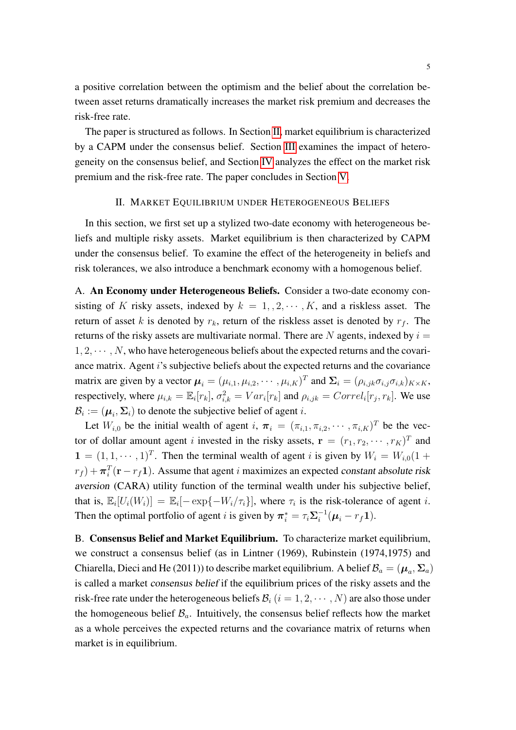a positive correlation between the optimism and the belief about the correlation between asset returns dramatically increases the market risk premium and decreases the risk-free rate.

The paper is structured as follows. In Section II, market equilibrium is characterized by a CAPM under the consensus belief. Section III examines the impact of heterogeneity on the consensus belief, and Section IV analyzes the effect on the market risk premium and the risk-free rate. The paper concludes in Section V.

## II. Market Equilibrium under Heterogeneous Beliefs

In this section, we first set up a stylized two-date economy with heterogeneous beliefs and multiple risky assets. Market equilibrium is then characterized by CAPM under the consensus belief. To examine the effect of the heterogeneity in beliefs and risk tolerances, we also introduce a benchmark economy with a homogenous belief.

A. **An Economy under Heterogeneous Beliefs.** Consider a two-date economy consisting of $K$ risky assets, indexed by $k = 1, , 2, \cdots, K$, and a riskless asset. The return of asset $k$ is denoted by $r_k$, return of the riskless asset is denoted by $r_f$. The returns of the risky assets are multivariate normal. There are $N$ agents, indexed by $i = 1, 2, \cdots, N$, who have heterogeneous beliefs about the expected returns and the covariance matrix. Agent $i$'s subjective beliefs about the expected returns and the covariance matrix are given by a vector $\boldsymbol{\mu}_i = (\mu_{i,1}, \mu_{i,2}, \cdots, \mu_{i,K})^T$ and $\boldsymbol{\Sigma}_i = (\rho_{i,jk}\sigma_{i,j}\sigma_{i,k})_{K\times K}$, respectively, where $\mu_{i,k} = \mathbb{E}_i[r_k]$, $\sigma_{i,k}^2 = Var_i[r_k]$ and $\rho_{i,jk} = Correl_i[r_j, r_k]$. We use $\mathcal{B}_i := (\boldsymbol{\mu}_i, \boldsymbol{\Sigma}_i)$ to denote the subjective belief of agent $i$.

Let $W_{i,0}$ be the initial wealth of agent $i$, $\boldsymbol{\pi}_i = (\pi_{i,1}, \pi_{i,2}, \cdots, \pi_{i,K})^T$ be the vector of dollar amount agent $i$ invested in the risky assets, $\mathbf{r} = (r_1, r_2, \cdots, r_K)^T$ and $\mathbf{1} = (1, 1, \cdots, 1)^T$. Then the terminal wealth of agent $i$ is given by $W_i = W_{i,0}(1 + r_f) + \boldsymbol{\pi}_i^T(\mathbf{r} - r_f\mathbf{1})$. Assume that agent $i$ maximizes an expected *constant absolute risk aversion* (CARA) utility function of the terminal wealth under his subjective belief, that is, $\mathbb{E}_i[U_i(W_i)] = \mathbb{E}_i[-\exp\{-W_i/\tau_i\}]$, where $\tau_i$ is the risk-tolerance of agent $i$. Then the optimal portfolio of agent $i$ is given by $\boldsymbol{\pi}_i^* = \tau_i\boldsymbol{\Sigma}_i^{-1}(\boldsymbol{\mu}_i - r_f\mathbf{1})$.

B. **Consensus Belief and Market Equilibrium.** To characterize market equilibrium, we construct a consensus belief (as in Lintner (1969), Rubinstein (1974,1975) and Chiarella, Dieci and He (2011)) to describe market equilibrium. A belief $\mathcal{B}_a = (\boldsymbol{\mu}_a, \boldsymbol{\Sigma}_a)$ is called a market *consensus belief* if the equilibrium prices of the risky assets and the risk-free rate under the heterogeneous beliefs $\mathcal{B}_i$ $(i = 1, 2, \cdots, N)$ are also those under the homogeneous belief $\mathcal{B}_a$. Intuitively, the consensus belief reflects how the market as a whole perceives the expected returns and the covariance matrix of returns when market is in equilibrium.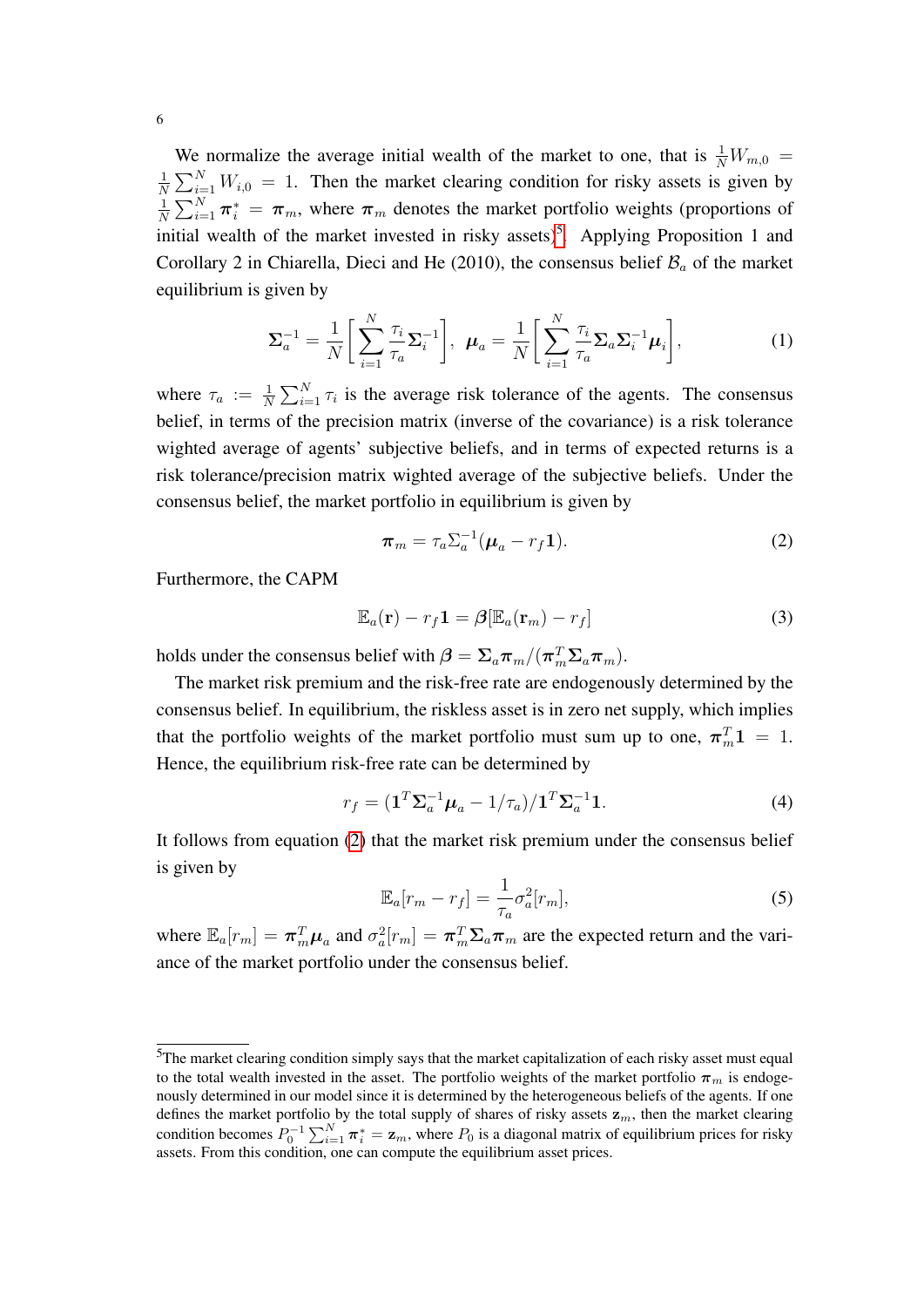We normalize the average initial wealth of the market to one, that is $\frac{1}{N}W_{m,0} = \frac{1}{N}\sum_{i=1}^{N} W_{i,0} = 1$. Then the market clearing condition for risky assets is given by $\frac{1}{N}\sum_{i=1}^{N} \boldsymbol{\pi}_i^* = \boldsymbol{\pi}_m$, where $\boldsymbol{\pi}_m$ denotes the market portfolio weights (proportions of initial wealth of the market invested in risky assets)[5]. Applying Proposition 1 and Corollary 2 in Chiarella, Dieci and He (2010), the consensus belief $\mathcal{B}_a$ of the market equilibrium is given by

$$\boldsymbol{\Sigma}_a^{-1} = \frac{1}{N}\left[\sum_{i=1}^{N} \frac{\tau_i}{\tau_a}\boldsymbol{\Sigma}_i^{-1}\right], \quad \boldsymbol{\mu}_a = \frac{1}{N}\left[\sum_{i=1}^{N} \frac{\tau_i}{\tau_a}\boldsymbol{\Sigma}_a\boldsymbol{\Sigma}_i^{-1}\boldsymbol{\mu}_i\right], \tag{1}$$

where $\tau_a := \frac{1}{N}\sum_{i=1}^{N} \tau_i$ is the average risk tolerance of the agents. The consensus belief, in terms of the precision matrix (inverse of the covariance) is a risk tolerance wighted average of agents' subjective beliefs, and in terms of expected returns is a risk tolerance/precision matrix wighted average of the subjective beliefs. Under the consensus belief, the market portfolio in equilibrium is given by

$$\boldsymbol{\pi}_m = \tau_a \Sigma_a^{-1}(\boldsymbol{\mu}_a - r_f\mathbf{1}). \tag{2}$$

Furthermore, the CAPM

$$\mathbb{E}_a(\mathbf{r}) - r_f\mathbf{1} = \boldsymbol{\beta}[\mathbb{E}_a(\mathbf{r}_m) - r_f] \tag{3}$$

holds under the consensus belief with $\boldsymbol{\beta} = \boldsymbol{\Sigma}_a\boldsymbol{\pi}_m/(\boldsymbol{\pi}_m^T\boldsymbol{\Sigma}_a\boldsymbol{\pi}_m)$.

The market risk premium and the risk-free rate are endogenously determined by the consensus belief. In equilibrium, the riskless asset is in zero net supply, which implies that the portfolio weights of the market portfolio must sum up to one, $\boldsymbol{\pi}_m^T\mathbf{1} = 1$. Hence, the equilibrium risk-free rate can be determined by

$$r_f = (\mathbf{1}^T\boldsymbol{\Sigma}_a^{-1}\boldsymbol{\mu}_a - 1/\tau_a)/\mathbf{1}^T\boldsymbol{\Sigma}_a^{-1}\mathbf{1}. \tag{4}$$

It follows from equation (2) that the market risk premium under the consensus belief is given by

$$\mathbb{E}_a[r_m - r_f] = \frac{1}{\tau_a}\sigma_a^2[r_m], \tag{5}$$

where $\mathbb{E}_a[r_m] = \boldsymbol{\pi}_m^T\boldsymbol{\mu}_a$ and $\sigma_a^2[r_m] = \boldsymbol{\pi}_m^T\boldsymbol{\Sigma}_a\boldsymbol{\pi}_m$ are the expected return and the variance of the market portfolio under the consensus belief.

[5] The market clearing condition simply says that the market capitalization of each risky asset must equal to the total wealth invested in the asset. The portfolio weights of the market portfolio $\boldsymbol{\pi}_m$ is endogenously determined in our model since it is determined by the heterogeneous beliefs of the agents. If one defines the market portfolio by the total supply of shares of risky assets $\mathbf{z}_m$, then the market clearing condition becomes $P_0^{-1}\sum_{i=1}^{N} \boldsymbol{\pi}_i^* = \mathbf{z}_m$, where $P_0$ is a diagonal matrix of equilibrium prices for risky assets. From this condition, one can compute the equilibrium asset prices.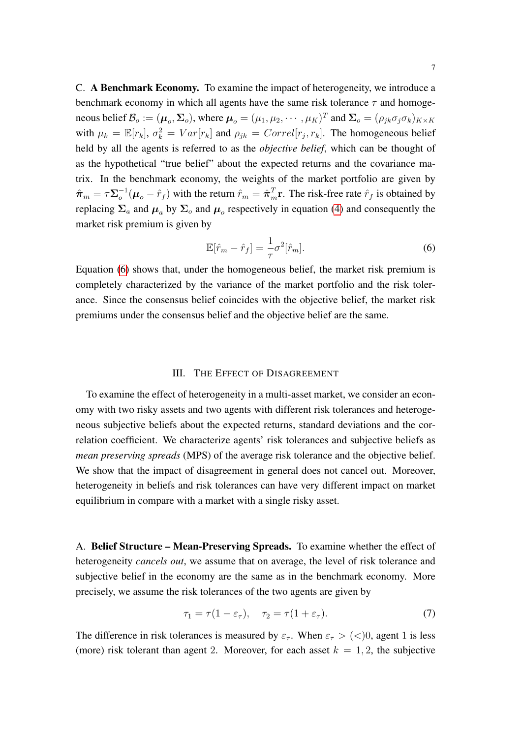C. **A Benchmark Economy.** To examine the impact of heterogeneity, we introduce a benchmark economy in which all agents have the same risk tolerance $\tau$ and homogeneous belief $\mathcal{B}_o := (\boldsymbol{\mu}_o, \boldsymbol{\Sigma}_o)$, where $\boldsymbol{\mu}_o = (\mu_1, \mu_2, \cdots, \mu_K)^T$ and $\boldsymbol{\Sigma}_o = (\rho_{jk}\sigma_j\sigma_k)_{K\times K}$ with $\mu_k = \mathbb{E}[r_k]$, $\sigma_k^2 = Var[r_k]$ and $\rho_{jk} = Correl[r_j, r_k]$. The homogeneous belief held by all the agents is referred to as the *objective belief*, which can be thought of as the hypothetical "true belief" about the expected returns and the covariance matrix. In the benchmark economy, the weights of the market portfolio are given by $\hat{\boldsymbol{\pi}}_m = \tau\boldsymbol{\Sigma}_o^{-1}(\boldsymbol{\mu}_o - \hat{r}_f)$ with the return $\hat{r}_m = \hat{\boldsymbol{\pi}}_m^T\mathbf{r}$. The risk-free rate $\hat{r}_f$ is obtained by replacing $\boldsymbol{\Sigma}_a$ and $\boldsymbol{\mu}_a$ by $\boldsymbol{\Sigma}_o$ and $\boldsymbol{\mu}_o$ respectively in equation (4) and consequently the market risk premium is given by

$$\mathbb{E}[\hat{r}_m - \hat{r}_f] = \frac{1}{\tau}\sigma^2[\hat{r}_m]. \tag{6}$$

Equation (6) shows that, under the homogeneous belief, the market risk premium is completely characterized by the variance of the market portfolio and the risk tolerance. Since the consensus belief coincides with the objective belief, the market risk premiums under the consensus belief and the objective belief are the same.

## III. The Effect of Disagreement

To examine the effect of heterogeneity in a multi-asset market, we consider an economy with two risky assets and two agents with different risk tolerances and heterogeneous subjective beliefs about the expected returns, standard deviations and the correlation coefficient. We characterize agents' risk tolerances and subjective beliefs as *mean preserving spreads* (MPS) of the average risk tolerance and the objective belief. We show that the impact of disagreement in general does not cancel out. Moreover, heterogeneity in beliefs and risk tolerances can have very different impact on market equilibrium in compare with a market with a single risky asset.

A. **Belief Structure – Mean-Preserving Spreads.** To examine whether the effect of heterogeneity *cancels out*, we assume that on average, the level of risk tolerance and subjective belief in the economy are the same as in the benchmark economy. More precisely, we assume the risk tolerances of the two agents are given by

$$\tau_1 = \tau(1 - \varepsilon_\tau), \quad \tau_2 = \tau(1 + \varepsilon_\tau). \tag{7}$$

The difference in risk tolerances is measured by $\varepsilon_\tau$. When $\varepsilon_\tau > (<)0$, agent 1 is less (more) risk tolerant than agent 2. Moreover, for each asset $k = 1, 2$, the subjective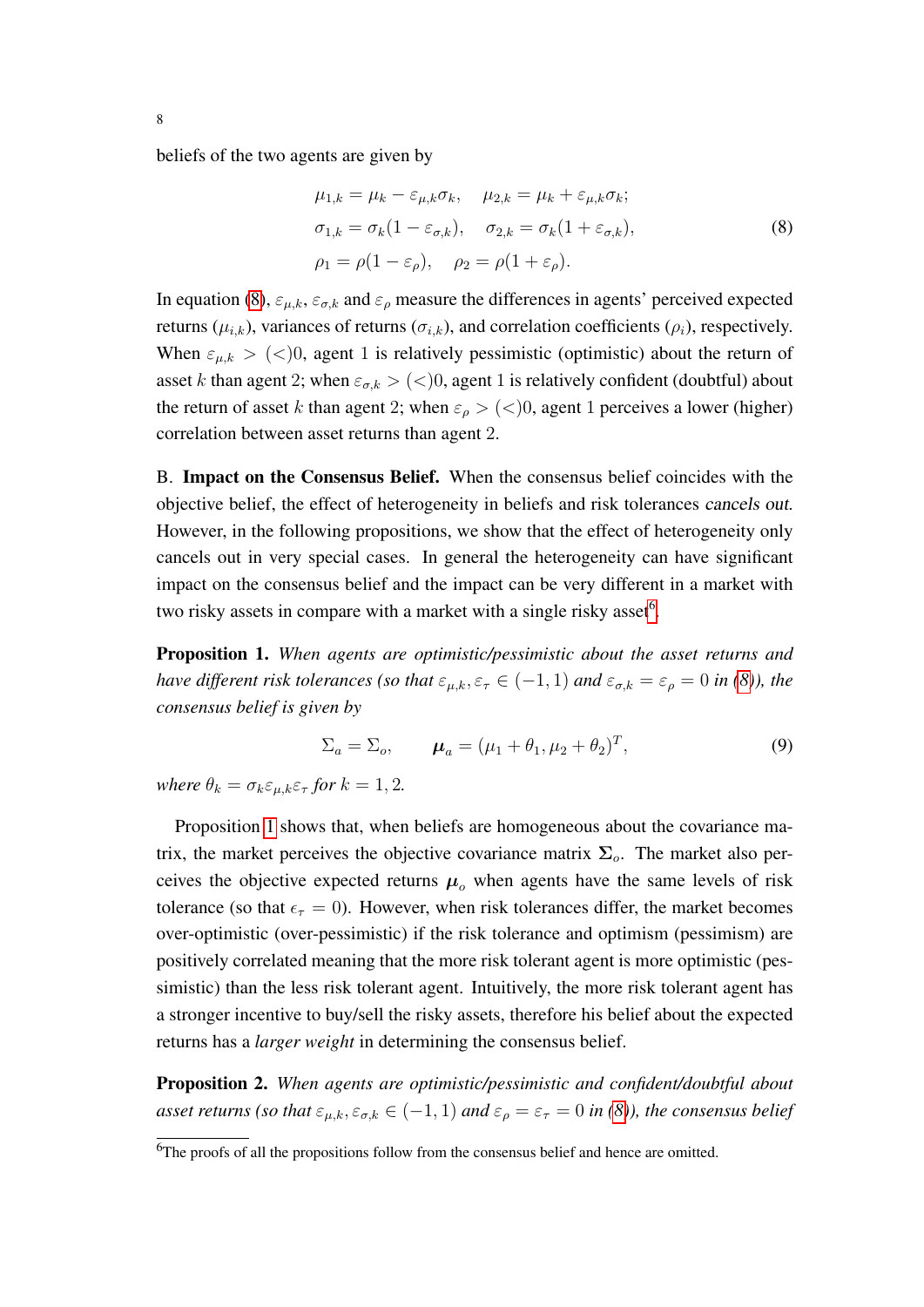beliefs of the two agents are given by

$$
\begin{aligned}
&\mu_{1,k} = \mu_k - \varepsilon_{\mu,k}\sigma_k, \quad \mu_{2,k} = \mu_k + \varepsilon_{\mu,k}\sigma_k; \\
&\sigma_{1,k} = \sigma_k(1 - \varepsilon_{\sigma,k}), \quad \sigma_{2,k} = \sigma_k(1 + \varepsilon_{\sigma,k}), \\
&\rho_1 = \rho(1 - \varepsilon_\rho), \quad \rho_2 = \rho(1 + \varepsilon_\rho).
\end{aligned} \tag{8}
$$

In equation (8), $\varepsilon_{\mu,k}$, $\varepsilon_{\sigma,k}$ and $\varepsilon_\rho$ measure the differences in agents' perceived expected returns ($\mu_{i,k}$), variances of returns ($\sigma_{i,k}$), and correlation coefficients ($\rho_i$), respectively. When $\varepsilon_{\mu,k} > (<)0$, agent 1 is relatively pessimistic (optimistic) about the return of asset $k$ than agent 2; when $\varepsilon_{\sigma,k} > (<)0$, agent 1 is relatively confident (doubtful) about the return of asset $k$ than agent 2; when $\varepsilon_\rho > (<)0$, agent 1 perceives a lower (higher) correlation between asset returns than agent 2.

B. **Impact on the Consensus Belief.** When the consensus belief coincides with the objective belief, the effect of heterogeneity in beliefs and risk tolerances *cancels out*. However, in the following propositions, we show that the effect of heterogeneity only cancels out in very special cases. In general the heterogeneity can have significant impact on the consensus belief and the impact can be very different in a market with two risky assets in compare with a market with a single risky asset[6].

**Proposition 1.** *When agents are optimistic/pessimistic about the asset returns and have different risk tolerances (so that $\varepsilon_{\mu,k}, \varepsilon_\tau \in (-1, 1)$ and $\varepsilon_{\sigma,k} = \varepsilon_\rho = 0$ in (8)), the consensus belief is given by*

$$
\Sigma_a = \Sigma_o, \qquad \boldsymbol{\mu}_a = (\mu_1 + \theta_1, \mu_2 + \theta_2)^T, \tag{9}
$$

*where $\theta_k = \sigma_k \varepsilon_{\mu,k} \varepsilon_\tau$ for $k = 1, 2$.*

Proposition 1 shows that, when beliefs are homogeneous about the covariance matrix, the market perceives the objective covariance matrix $\boldsymbol{\Sigma}_o$. The market also perceives the objective expected returns $\boldsymbol{\mu}_o$ when agents have the same levels of risk tolerance (so that $\epsilon_\tau = 0$). However, when risk tolerances differ, the market becomes over-optimistic (over-pessimistic) if the risk tolerance and optimism (pessimism) are positively correlated meaning that the more risk tolerant agent is more optimistic (pessimistic) than the less risk tolerant agent. Intuitively, the more risk tolerant agent has a stronger incentive to buy/sell the risky assets, therefore his belief about the expected returns has a *larger weight* in determining the consensus belief.

**Proposition 2.** *When agents are optimistic/pessimistic and confident/doubtful about asset returns (so that $\varepsilon_{\mu,k}, \varepsilon_{\sigma,k} \in (-1, 1)$ and $\varepsilon_\rho = \varepsilon_\tau = 0$ in (8)), the consensus belief*

[6] The proofs of all the propositions follow from the consensus belief and hence are omitted.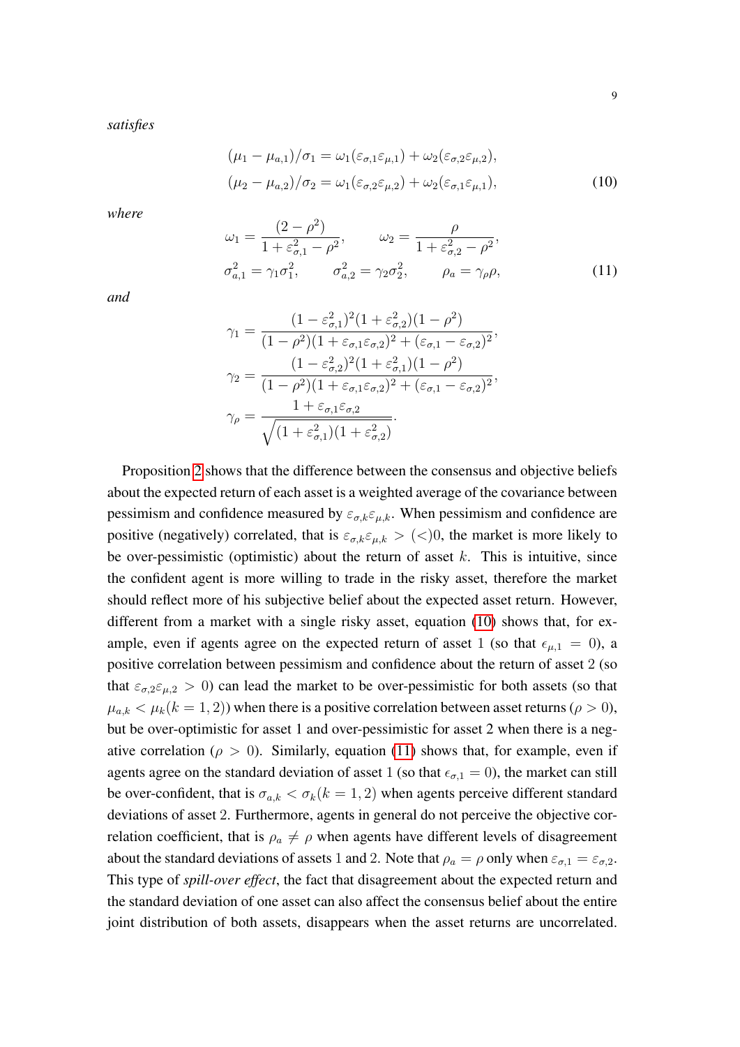*satisfies*

$$
\begin{aligned}
(\mu_1 - \mu_{a,1})/\sigma_1 &= \omega_1(\varepsilon_{\sigma,1}\varepsilon_{\mu,1}) + \omega_2(\varepsilon_{\sigma,2}\varepsilon_{\mu,2}), \\
(\mu_2 - \mu_{a,2})/\sigma_2 &= \omega_1(\varepsilon_{\sigma,2}\varepsilon_{\mu,2}) + \omega_2(\varepsilon_{\sigma,1}\varepsilon_{\mu,1}),
\end{aligned} \tag{10}
$$

*where*

$$
\begin{aligned}
\omega_1 &= \frac{(2-\rho^2)}{1+\varepsilon_{\sigma,1}^2-\rho^2}, \qquad \omega_2 = \frac{\rho}{1+\varepsilon_{\sigma,2}^2-\rho^2}, \\
\sigma_{a,1}^2 &= \gamma_1\sigma_1^2, \qquad \sigma_{a,2}^2 = \gamma_2\sigma_2^2, \qquad \rho_a = \gamma_\rho\rho,
\end{aligned} \tag{11}
$$

*and*

$$
\begin{aligned}
\gamma_1 &= \frac{(1-\varepsilon_{\sigma,1}^2)^2(1+\varepsilon_{\sigma,2}^2)(1-\rho^2)}{(1-\rho^2)(1+\varepsilon_{\sigma,1}\varepsilon_{\sigma,2})^2+(\varepsilon_{\sigma,1}-\varepsilon_{\sigma,2})^2}, \\
\gamma_2 &= \frac{(1-\varepsilon_{\sigma,2}^2)^2(1+\varepsilon_{\sigma,1}^2)(1-\rho^2)}{(1-\rho^2)(1+\varepsilon_{\sigma,1}\varepsilon_{\sigma,2})^2+(\varepsilon_{\sigma,1}-\varepsilon_{\sigma,2})^2}, \\
\gamma_\rho &= \frac{1+\varepsilon_{\sigma,1}\varepsilon_{\sigma,2}}{\sqrt{(1+\varepsilon_{\sigma,1}^2)(1+\varepsilon_{\sigma,2}^2)}}.
\end{aligned}
$$

Proposition 2 shows that the difference between the consensus and objective beliefs about the expected return of each asset is a weighted average of the covariance between pessimism and confidence measured by $\varepsilon_{\sigma,k}\varepsilon_{\mu,k}$. When pessimism and confidence are positive (negatively) correlated, that is $\varepsilon_{\sigma,k}\varepsilon_{\mu,k} > (<)0$, the market is more likely to be over-pessimistic (optimistic) about the return of asset $k$. This is intuitive, since the confident agent is more willing to trade in the risky asset, therefore the market should reflect more of his subjective belief about the expected asset return. However, different from a market with a single risky asset, equation (10) shows that, for example, even if agents agree on the expected return of asset 1 (so that $\epsilon_{\mu,1} = 0$), a positive correlation between pessimism and confidence about the return of asset 2 (so that $\varepsilon_{\sigma,2}\varepsilon_{\mu,2} > 0$) can lead the market to be over-pessimistic for both assets (so that $\mu_{a,k} < \mu_k (k = 1, 2)$) when there is a positive correlation between asset returns ($\rho > 0$), but be over-optimistic for asset 1 and over-pessimistic for asset 2 when there is a negative correlation ($\rho > 0$). Similarly, equation (11) shows that, for example, even if agents agree on the standard deviation of asset 1 (so that $\epsilon_{\sigma,1} = 0$), the market can still be over-confident, that is $\sigma_{a,k} < \sigma_k (k = 1, 2)$ when agents perceive different standard deviations of asset 2. Furthermore, agents in general do not perceive the objective correlation coefficient, that is $\rho_a \neq \rho$ when agents have different levels of disagreement about the standard deviations of assets 1 and 2. Note that $\rho_a = \rho$ only when $\varepsilon_{\sigma,1} = \varepsilon_{\sigma,2}$. This type of *spill-over effect*, the fact that disagreement about the expected return and the standard deviation of one asset can also affect the consensus belief about the entire joint distribution of both assets, disappears when the asset returns are uncorrelated.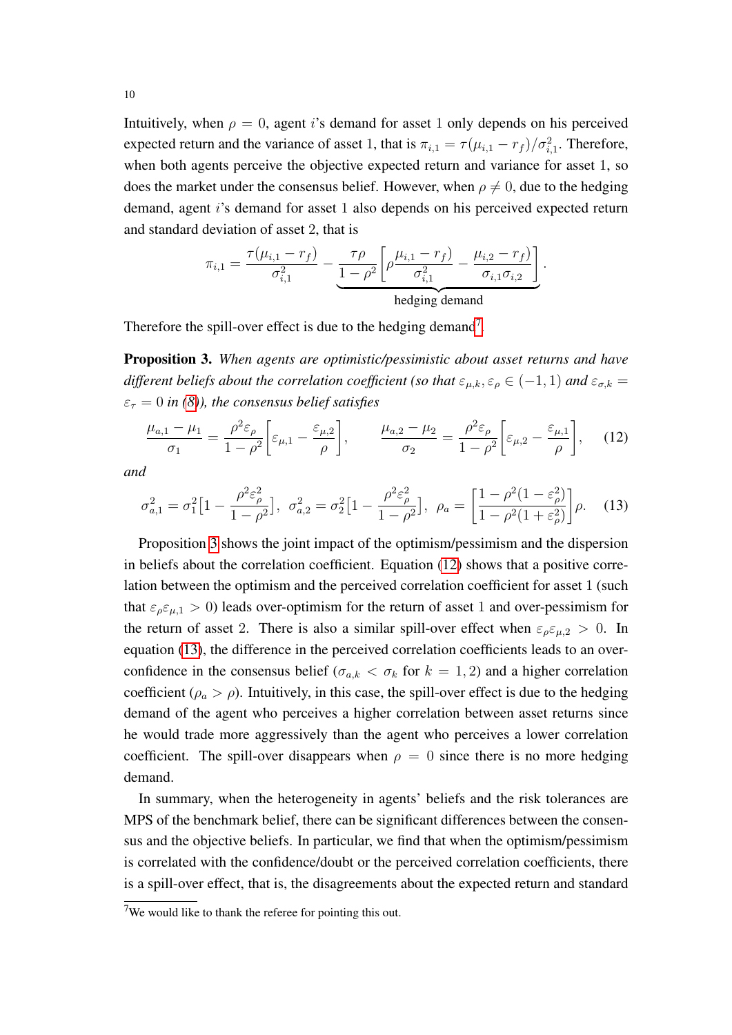Intuitively, when $\rho = 0$, agent $i$'s demand for asset 1 only depends on his perceived expected return and the variance of asset 1, that is $\pi_{i,1} = \tau(\mu_{i,1} - r_f)/\sigma_{i,1}^2$. Therefore, when both agents perceive the objective expected return and variance for asset 1, so does the market under the consensus belief. However, when $\rho \neq 0$, due to the hedging demand, agent $i$'s demand for asset 1 also depends on his perceived expected return and standard deviation of asset 2, that is

$$\pi_{i,1} = \frac{\tau(\mu_{i,1} - r_f)}{\sigma_{i,1}^2} - \underbrace{\frac{\tau\rho}{1-\rho^2}\left[\rho\frac{\mu_{i,1} - r_f)}{\sigma_{i,1}^2} - \frac{\mu_{i,2} - r_f)}{\sigma_{i,1}\sigma_{i,2}}\right]}_{\text{hedging demand}}.$$

Therefore the spill-over effect is due to the hedging demand[7].

**Proposition 3.** *When agents are optimistic/pessimistic about asset returns and have different beliefs about the correlation coefficient (so that $\varepsilon_{\mu,k}, \varepsilon_\rho \in (-1, 1)$ and $\varepsilon_{\sigma,k} = \varepsilon_\tau = 0$ in (8)), the consensus belief satisfies*

$$\frac{\mu_{a,1} - \mu_1}{\sigma_1} = \frac{\rho^2\varepsilon_\rho}{1-\rho^2}\left[\varepsilon_{\mu,1} - \frac{\varepsilon_{\mu,2}}{\rho}\right], \qquad \frac{\mu_{a,2} - \mu_2}{\sigma_2} = \frac{\rho^2\varepsilon_\rho}{1-\rho^2}\left[\varepsilon_{\mu,2} - \frac{\varepsilon_{\mu,1}}{\rho}\right], \tag{12}$$

*and*

$$\sigma_{a,1}^2 = \sigma_1^2\big[1 - \frac{\rho^2\varepsilon_\rho^2}{1-\rho^2}\big], \;\; \sigma_{a,2}^2 = \sigma_2^2\big[1 - \frac{\rho^2\varepsilon_\rho^2}{1-\rho^2}\big], \;\; \rho_a = \left[\frac{1-\rho^2(1-\varepsilon_\rho^2)}{1-\rho^2(1+\varepsilon_\rho^2)}\right]\rho. \tag{13}$$

Proposition 3 shows the joint impact of the optimism/pessimism and the dispersion in beliefs about the correlation coefficient. Equation (12) shows that a positive correlation between the optimism and the perceived correlation coefficient for asset 1 (such that $\varepsilon_\rho\varepsilon_{\mu,1} > 0$) leads over-optimism for the return of asset 1 and over-pessimism for the return of asset 2. There is also a similar spill-over effect when $\varepsilon_\rho\varepsilon_{\mu,2} > 0$. In equation (13), the difference in the perceived correlation coefficients leads to an over-confidence in the consensus belief ($\sigma_{a,k} < \sigma_k$ for $k = 1, 2$) and a higher correlation coefficient ($\rho_a > \rho$). Intuitively, in this case, the spill-over effect is due to the hedging demand of the agent who perceives a higher correlation between asset returns since he would trade more aggressively than the agent who perceives a lower correlation coefficient. The spill-over disappears when $\rho = 0$ since there is no more hedging demand.

In summary, when the heterogeneity in agents' beliefs and the risk tolerances are MPS of the benchmark belief, there can be significant differences between the consensus and the objective beliefs. In particular, we find that when the optimism/pessimism is correlated with the confidence/doubt or the perceived correlation coefficients, there is a spill-over effect, that is, the disagreements about the expected return and standard

[7] We would like to thank the referee for pointing this out.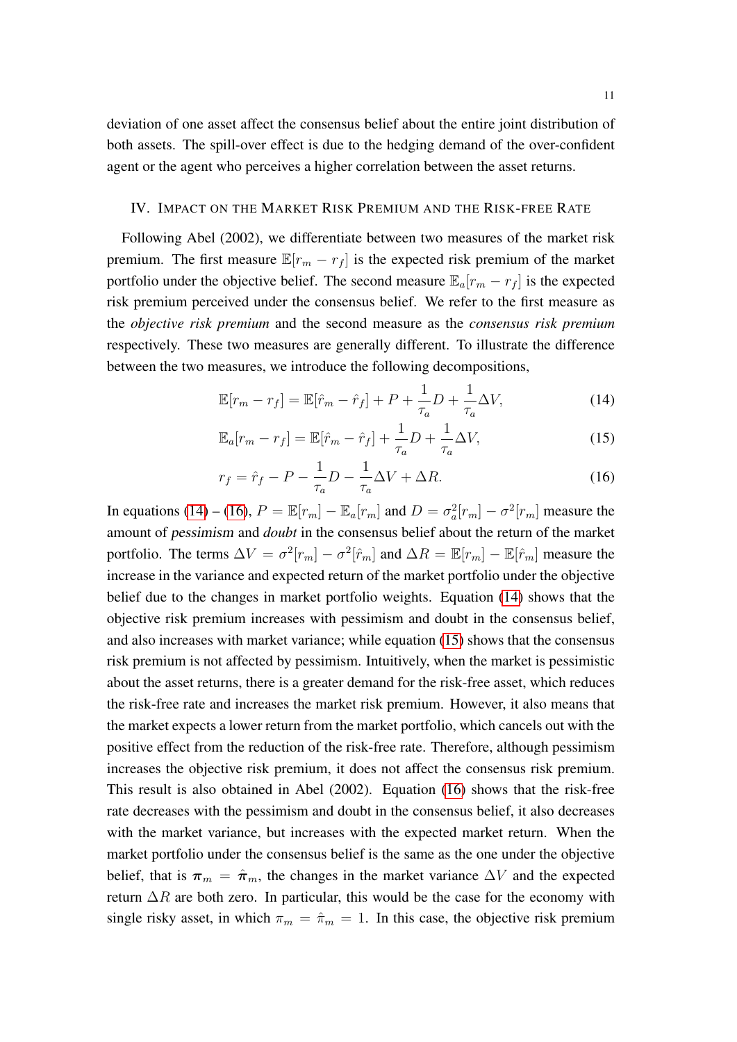deviation of one asset affect the consensus belief about the entire joint distribution of both assets. The spill-over effect is due to the hedging demand of the over-confident agent or the agent who perceives a higher correlation between the asset returns.

## IV. Impact on the Market Risk Premium and the Risk-free Rate

Following Abel (2002), we differentiate between two measures of the market risk premium. The first measure $\mathbb{E}[r_m - r_f]$ is the expected risk premium of the market portfolio under the objective belief. The second measure $\mathbb{E}_a[r_m - r_f]$ is the expected risk premium perceived under the consensus belief. We refer to the first measure as the *objective risk premium* and the second measure as the *consensus risk premium* respectively. These two measures are generally different. To illustrate the difference between the two measures, we introduce the following decompositions,

$$\mathbb{E}[r_m - r_f] = \mathbb{E}[\hat{r}_m - \hat{r}_f] + P + \frac{1}{\tau_a}D + \frac{1}{\tau_a}\Delta V, \tag{14}$$

$$\mathbb{E}_a[r_m - r_f] = \mathbb{E}[\hat{r}_m - \hat{r}_f] + \frac{1}{\tau_a}D + \frac{1}{\tau_a}\Delta V, \tag{15}$$

$$r_f = \hat{r}_f - P - \frac{1}{\tau_a}D - \frac{1}{\tau_a}\Delta V + \Delta R. \tag{16}$$

In equations (14) – (16), $P = \mathbb{E}[r_m] - \mathbb{E}_a[r_m]$ and $D = \sigma_a^2[r_m] - \sigma^2[r_m]$ measure the amount of *pessimism* and *doubt* in the consensus belief about the return of the market portfolio. The terms $\Delta V = \sigma^2[r_m] - \sigma^2[\hat{r}_m]$ and $\Delta R = \mathbb{E}[r_m] - \mathbb{E}[\hat{r}_m]$ measure the increase in the variance and expected return of the market portfolio under the objective belief due to the changes in market portfolio weights. Equation (14) shows that the objective risk premium increases with pessimism and doubt in the consensus belief, and also increases with market variance; while equation (15) shows that the consensus risk premium is not affected by pessimism. Intuitively, when the market is pessimistic about the asset returns, there is a greater demand for the risk-free asset, which reduces the risk-free rate and increases the market risk premium. However, it also means that the market expects a lower return from the market portfolio, which cancels out with the positive effect from the reduction of the risk-free rate. Therefore, although pessimism increases the objective risk premium, it does not affect the consensus risk premium. This result is also obtained in Abel (2002). Equation (16) shows that the risk-free rate decreases with the pessimism and doubt in the consensus belief, it also decreases with the market variance, but increases with the expected market return. When the market portfolio under the consensus belief is the same as the one under the objective belief, that is $\boldsymbol{\pi}_m = \hat{\boldsymbol{\pi}}_m$, the changes in the market variance $\Delta V$ and the expected return $\Delta R$ are both zero. In particular, this would be the case for the economy with single risky asset, in which $\pi_m = \hat{\pi}_m = 1$. In this case, the objective risk premium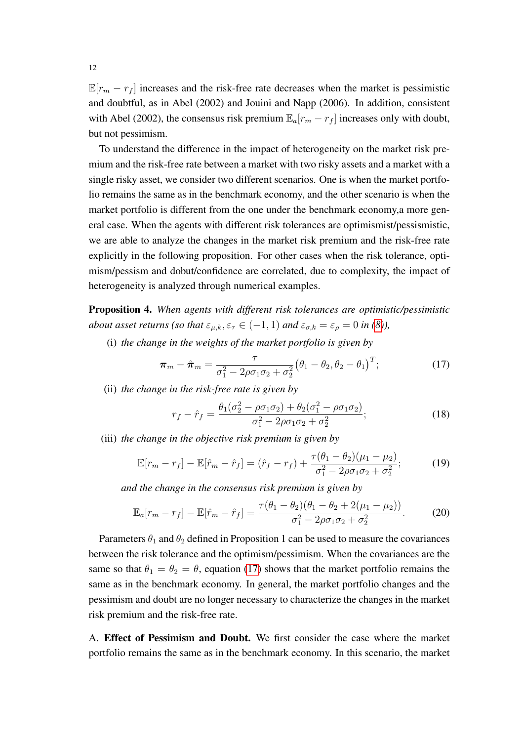$\mathbb{E}[r_m - r_f]$ increases and the risk-free rate decreases when the market is pessimistic and doubtful, as in Abel (2002) and Jouini and Napp (2006). In addition, consistent with Abel (2002), the consensus risk premium $\mathbb{E}_a[r_m - r_f]$ increases only with doubt, but not pessimism.

To understand the difference in the impact of heterogeneity on the market risk premium and the risk-free rate between a market with two risky assets and a market with a single risky asset, we consider two different scenarios. One is when the market portfolio remains the same as in the benchmark economy, and the other scenario is when the market portfolio is different from the one under the benchmark economy,a more general case. When the agents with different risk tolerances are optimismist/pessismistic, we are able to analyze the changes in the market risk premium and the risk-free rate explicitly in the following proposition. For other cases when the risk tolerance, optimism/pessism and dobut/confidence are correlated, due to complexity, the impact of heterogeneity is analyzed through numerical examples.

**Proposition 4.** *When agents with different risk tolerances are optimistic/pessimistic about asset returns (so that $\varepsilon_{\mu,k}, \varepsilon_\tau \in (-1, 1)$ and $\varepsilon_{\sigma,k} = \varepsilon_\rho = 0$ in (8)),*

(i) *the change in the weights of the market portfolio is given by*

$$\boldsymbol{\pi}_m - \hat{\boldsymbol{\pi}}_m = \frac{\tau}{\sigma_1^2 - 2\rho\sigma_1\sigma_2 + \sigma_2^2}\big(\theta_1 - \theta_2, \theta_2 - \theta_1\big)^T; \tag{17}$$

(ii) *the change in the risk-free rate is given by*

$$r_f - \hat{r}_f = \frac{\theta_1(\sigma_2^2 - \rho\sigma_1\sigma_2) + \theta_2(\sigma_1^2 - \rho\sigma_1\sigma_2)}{\sigma_1^2 - 2\rho\sigma_1\sigma_2 + \sigma_2^2}; \tag{18}$$

(iii) *the change in the objective risk premium is given by*

$$\mathbb{E}[r_m - r_f] - \mathbb{E}[\hat{r}_m - \hat{r}_f] = (\hat{r}_f - r_f) + \frac{\tau(\theta_1 - \theta_2)(\mu_1 - \mu_2)}{\sigma_1^2 - 2\rho\sigma_1\sigma_2 + \sigma_2^2}; \tag{19}$$

*and the change in the consensus risk premium is given by*

$$\mathbb{E}_a[r_m - r_f] - \mathbb{E}[\hat{r}_m - \hat{r}_f] = \frac{\tau(\theta_1 - \theta_2)(\theta_1 - \theta_2 + 2(\mu_1 - \mu_2))}{\sigma_1^2 - 2\rho\sigma_1\sigma_2 + \sigma_2^2}. \tag{20}$$

Parameters $\theta_1$ and $\theta_2$ defined in Proposition 1 can be used to measure the covariances between the risk tolerance and the optimism/pessimism. When the covariances are the same so that $\theta_1 = \theta_2 = \theta$, equation (17) shows that the market portfolio remains the same as in the benchmark economy. In general, the market portfolio changes and the pessimism and doubt are no longer necessary to characterize the changes in the market risk premium and the risk-free rate.

A. **Effect of Pessimism and Doubt.** We first consider the case where the market portfolio remains the same as in the benchmark economy. In this scenario, the market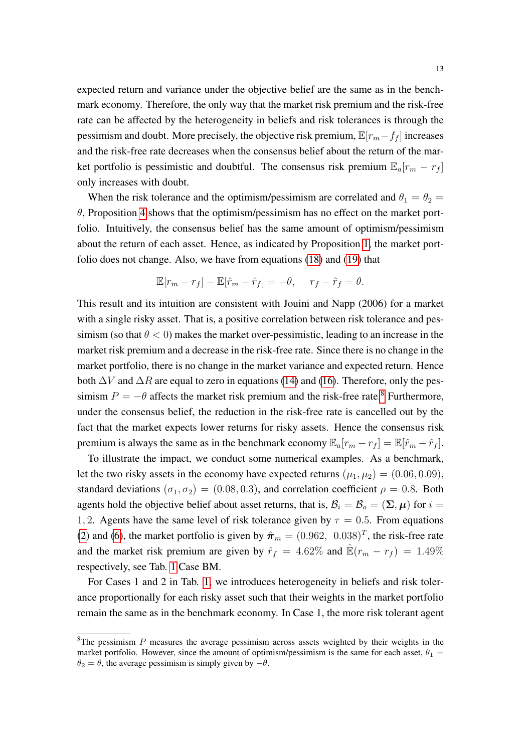expected return and variance under the objective belief are the same as in the benchmark economy. Therefore, the only way that the market risk premium and the risk-free rate can be affected by the heterogeneity in beliefs and risk tolerances is through the pessimism and doubt. More precisely, the objective risk premium, $\mathbb{E}[r_m - f_f]$ increases and the risk-free rate decreases when the consensus belief about the return of the market portfolio is pessimistic and doubtful. The consensus risk premium $\mathbb{E}_a[r_m - r_f]$ only increases with doubt.

When the risk tolerance and the optimism/pessimism are correlated and $\theta_1 = \theta_2 = \theta$, Proposition 4 shows that the optimism/pessimism has no effect on the market portfolio. Intuitively, the consensus belief has the same amount of optimism/pessimism about the return of each asset. Hence, as indicated by Proposition 1, the market portfolio does not change. Also, we have from equations (18) and (19) that

$$\mathbb{E}[r_m - r_f] - \mathbb{E}[\hat{r}_m - \hat{r}_f] = -\theta, \qquad r_f - \hat{r}_f = \theta.$$

This result and its intuition are consistent with Jouini and Napp (2006) for a market with a single risky asset. That is, a positive correlation between risk tolerance and pessimism (so that $\theta < 0$) makes the market over-pessimistic, leading to an increase in the market risk premium and a decrease in the risk-free rate. Since there is no change in the market portfolio, there is no change in the market variance and expected return. Hence both $\Delta V$ and $\Delta R$ are equal to zero in equations (14) and (16). Therefore, only the pessimism $P = -\theta$ affects the market risk premium and the risk-free rate.[8] Furthermore, under the consensus belief, the reduction in the risk-free rate is cancelled out by the fact that the market expects lower returns for risky assets. Hence the consensus risk premium is always the same as in the benchmark economy $\mathbb{E}_a[r_m - r_f] = \mathbb{E}[\hat{r}_m - \hat{r}_f]$.

To illustrate the impact, we conduct some numerical examples. As a benchmark, let the two risky assets in the economy have expected returns $(\mu_1, \mu_2) = (0.06, 0.09)$, standard deviations $(\sigma_1, \sigma_2) = (0.08, 0.3)$, and correlation coefficient $\rho = 0.8$. Both agents hold the objective belief about asset returns, that is, $\mathcal{B}_i = \mathcal{B}_o = (\mathbf{\Sigma}, \boldsymbol{\mu})$ for $i = 1, 2$. Agents have the same level of risk tolerance given by $\tau = 0.5$. From equations (2) and (6), the market portfolio is given by $\hat{\boldsymbol{\pi}}_m = (0.962,\ 0.038)^T$, the risk-free rate and the market risk premium are given by $\hat{r}_f = 4.62\%$ and $\hat{\mathbb{E}}(r_m - r_f) = 1.49\%$ respectively, see Tab. 1 Case BM.

For Cases 1 and 2 in Tab. 1, we introduces heterogeneity in beliefs and risk tolerance proportionally for each risky asset such that their weights in the market portfolio remain the same as in the benchmark economy. In Case 1, the more risk tolerant agent

[8] The pessimism $P$ measures the average pessimism across assets weighted by their weights in the market portfolio. However, since the amount of optimism/pessimism is the same for each asset, $\theta_1 = \theta_2 = \theta$, the average pessimism is simply given by $-\theta$.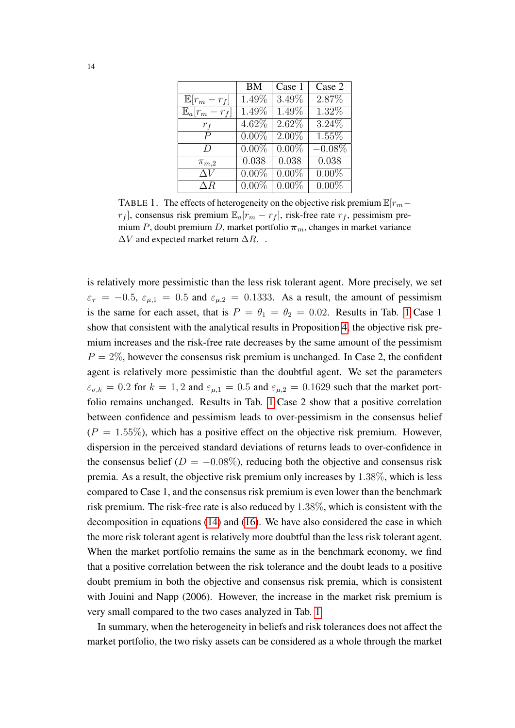|  | BM | Case 1 | Case 2 |
| --- | --- | --- | --- |
| $\mathbb{E}[r_m - r_f]$ | 1.49% | 3.49% | 2.87% |
| $\mathbb{E}_a[r_m - r_f]$ | 1.49% | 1.49% | 1.32% |
| $r_f$ | 4.62% | 2.62% | 3.24% |
| $P$ | 0.00% | 2.00% | 1.55% |
| $D$ | 0.00% | 0.00% | $-0.08\%$ |
| $\pi_{m,2}$ | 0.038 | 0.038 | 0.038 |
| $\Delta V$ | 0.00% | 0.00% | 0.00% |
| $\Delta R$ | 0.00% | 0.00% | 0.00% |

TABLE 1. The effects of heterogeneity on the objective risk premium $\mathbb{E}[r_m - r_f]$, consensus risk premium $\mathbb{E}_a[r_m - r_f]$, risk-free rate $r_f$, pessimism premium $P$, doubt premium $D$, market portfolio $\boldsymbol{\pi}_m$, changes in market variance $\Delta V$ and expected market return $\Delta R$. .

is relatively more pessimistic than the less risk tolerant agent. More precisely, we set $\varepsilon_\tau = -0.5$, $\varepsilon_{\mu,1} = 0.5$ and $\varepsilon_{\mu,2} = 0.1333$. As a result, the amount of pessimism is the same for each asset, that is $P = \theta_1 = \theta_2 = 0.02$. Results in Tab. 1 Case 1 show that consistent with the analytical results in Proposition 4, the objective risk premium increases and the risk-free rate decreases by the same amount of the pessimism $P = 2\%$, however the consensus risk premium is unchanged. In Case 2, the confident agent is relatively more pessimistic than the doubtful agent. We set the parameters $\varepsilon_{\sigma,k} = 0.2$ for $k = 1, 2$ and $\varepsilon_{\mu,1} = 0.5$ and $\varepsilon_{\mu,2} = 0.1629$ such that the market portfolio remains unchanged. Results in Tab. 1 Case 2 show that a positive correlation between confidence and pessimism leads to over-pessimism in the consensus belief ($P = 1.55\%$), which has a positive effect on the objective risk premium. However, dispersion in the perceived standard deviations of returns leads to over-confidence in the consensus belief ($D = -0.08\%$), reducing both the objective and consensus risk premia. As a result, the objective risk premium only increases by $1.38\%$, which is less compared to Case 1, and the consensus risk premium is even lower than the benchmark risk premium. The risk-free rate is also reduced by $1.38\%$, which is consistent with the decomposition in equations (14) and (16). We have also considered the case in which the more risk tolerant agent is relatively more doubtful than the less risk tolerant agent. When the market portfolio remains the same as in the benchmark economy, we find that a positive correlation between the risk tolerance and the doubt leads to a positive doubt premium in both the objective and consensus risk premia, which is consistent with Jouini and Napp (2006). However, the increase in the market risk premium is very small compared to the two cases analyzed in Tab. 1.

In summary, when the heterogeneity in beliefs and risk tolerances does not affect the market portfolio, the two risky assets can be considered as a whole through the market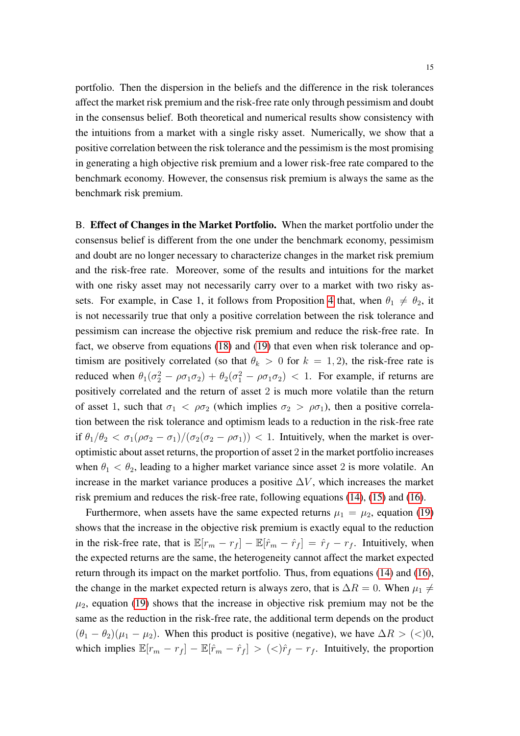portfolio. Then the dispersion in the beliefs and the difference in the risk tolerances affect the market risk premium and the risk-free rate only through pessimism and doubt in the consensus belief. Both theoretical and numerical results show consistency with the intuitions from a market with a single risky asset. Numerically, we show that a positive correlation between the risk tolerance and the pessimism is the most promising in generating a high objective risk premium and a lower risk-free rate compared to the benchmark economy. However, the consensus risk premium is always the same as the benchmark risk premium.

B. **Effect of Changes in the Market Portfolio.** When the market portfolio under the consensus belief is different from the one under the benchmark economy, pessimism and doubt are no longer necessary to characterize changes in the market risk premium and the risk-free rate. Moreover, some of the results and intuitions for the market with one risky asset may not necessarily carry over to a market with two risky assets. For example, in Case 1, it follows from Proposition 4 that, when $\theta_1 \neq \theta_2$, it is not necessarily true that only a positive correlation between the risk tolerance and pessimism can increase the objective risk premium and reduce the risk-free rate. In fact, we observe from equations (18) and (19) that even when risk tolerance and optimism are positively correlated (so that $\theta_k > 0$ for $k = 1, 2$), the risk-free rate is reduced when $\theta_1(\sigma_2^2 - \rho\sigma_1\sigma_2) + \theta_2(\sigma_1^2 - \rho\sigma_1\sigma_2) < 1$. For example, if returns are positively correlated and the return of asset 2 is much more volatile than the return of asset 1, such that $\sigma_1 < \rho\sigma_2$ (which implies $\sigma_2 > \rho\sigma_1$), then a positive correlation between the risk tolerance and optimism leads to a reduction in the risk-free rate if $\theta_1/\theta_2 < \sigma_1(\rho\sigma_2 - \sigma_1)/(\sigma_2(\sigma_2 - \rho\sigma_1)) < 1$. Intuitively, when the market is over-optimistic about asset returns, the proportion of asset 2 in the market portfolio increases when $\theta_1 < \theta_2$, leading to a higher market variance since asset 2 is more volatile. An increase in the market variance produces a positive $\Delta V$, which increases the market risk premium and reduces the risk-free rate, following equations (14), (15) and (16).

Furthermore, when assets have the same expected returns $\mu_1 = \mu_2$, equation (19) shows that the increase in the objective risk premium is exactly equal to the reduction in the risk-free rate, that is $\mathbb{E}[r_m - r_f] - \mathbb{E}[\hat{r}_m - \hat{r}_f] = \hat{r}_f - r_f$. Intuitively, when the expected returns are the same, the heterogeneity cannot affect the market expected return through its impact on the market portfolio. Thus, from equations (14) and (16), the change in the market expected return is always zero, that is $\Delta R = 0$. When $\mu_1 \neq \mu_2$, equation (19) shows that the increase in objective risk premium may not be the same as the reduction in the risk-free rate, the additional term depends on the product $(\theta_1 - \theta_2)(\mu_1 - \mu_2)$. When this product is positive (negative), we have $\Delta R > (<)0$, which implies $\mathbb{E}[r_m - r_f] - \mathbb{E}[\hat{r}_m - \hat{r}_f] > (<)\hat{r}_f - r_f$. Intuitively, the proportion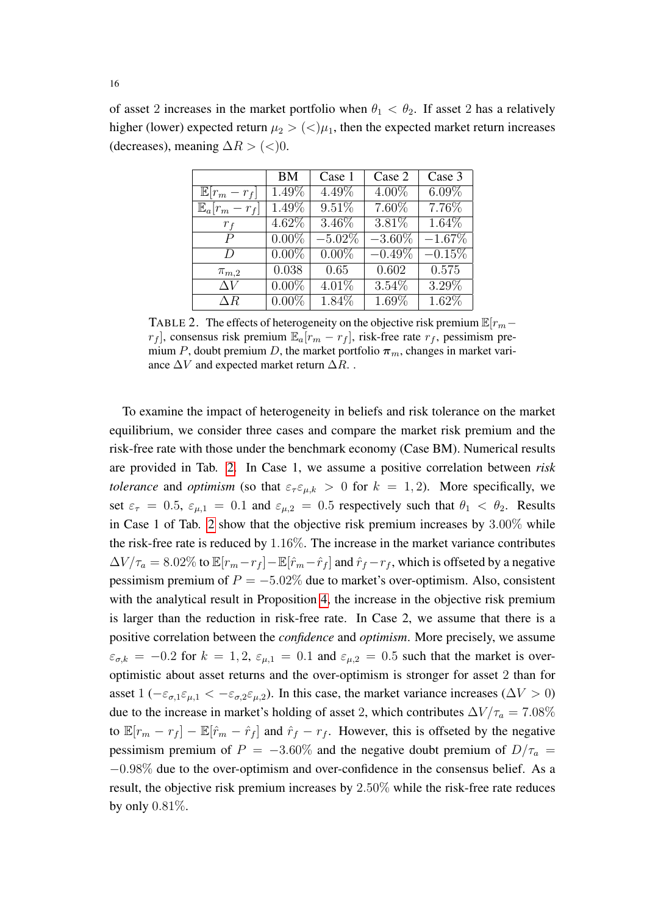of asset 2 increases in the market portfolio when $\theta_1 < \theta_2$. If asset 2 has a relatively higher (lower) expected return $\mu_2 > (<) \mu_1$, then the expected market return increases (decreases), meaning $\Delta R > (<) 0$.

| | BM | Case 1 | Case 2 | Case 3 |
|---|---|---|---|---|
| $\mathbb{E}[r_m - r_f]$ | $1.49\%$ | $4.49\%$ | $4.00\%$ | $6.09\%$ |
| $\mathbb{E}_a[r_m - r_f]$ | $1.49\%$ | $9.51\%$ | $7.60\%$ | $7.76\%$ |
| $r_f$ | $4.62\%$ | $3.46\%$ | $3.81\%$ | $1.64\%$ |
| $P$ | $0.00\%$ | $-5.02\%$ | $-3.60\%$ | $-1.67\%$ |
| $D$ | $0.00\%$ | $0.00\%$ | $-0.49\%$ | $-0.15\%$ |
| $\pi_{m,2}$ | 0.038 | 0.65 | 0.602 | 0.575 |
| $\Delta V$ | $0.00\%$ | $4.01\%$ | $3.54\%$ | $3.29\%$ |
| $\Delta R$ | $0.00\%$ | $1.84\%$ | $1.69\%$ | $1.62\%$ |

TABLE 2. The effects of heterogeneity on the objective risk premium $\mathbb{E}[r_m - r_f]$, consensus risk premium $\mathbb{E}_a[r_m - r_f]$, risk-free rate $r_f$, pessimism premium $P$, doubt premium $D$, the market portfolio $\boldsymbol{\pi}_m$, changes in market variance $\Delta V$ and expected market return $\Delta R$. .

To examine the impact of heterogeneity in beliefs and risk tolerance on the market equilibrium, we consider three cases and compare the market risk premium and the risk-free rate with those under the benchmark economy (Case BM). Numerical results are provided in Tab. 2. In Case 1, we assume a positive correlation between *risk tolerance* and *optimism* (so that $\varepsilon_\tau \varepsilon_{\mu,k} > 0$ for $k = 1, 2$). More specifically, we set $\varepsilon_\tau = 0.5$, $\varepsilon_{\mu,1} = 0.1$ and $\varepsilon_{\mu,2} = 0.5$ respectively such that $\theta_1 < \theta_2$. Results in Case 1 of Tab. 2 show that the objective risk premium increases by $3.00\%$ while the risk-free rate is reduced by $1.16\%$. The increase in the market variance contributes $\Delta V/\tau_a = 8.02\%$ to $\mathbb{E}[r_m - r_f] - \mathbb{E}[\hat{r}_m - \hat{r}_f]$ and $\hat{r}_f - r_f$, which is offseted by a negative pessimism premium of $P = -5.02\%$ due to market's over-optimism. Also, consistent with the analytical result in Proposition 4, the increase in the objective risk premium is larger than the reduction in risk-free rate. In Case 2, we assume that there is a positive correlation between the *confidence* and *optimism*. More precisely, we assume $\varepsilon_{\sigma,k} = -0.2$ for $k = 1, 2$, $\varepsilon_{\mu,1} = 0.1$ and $\varepsilon_{\mu,2} = 0.5$ such that the market is over-optimistic about asset returns and the over-optimism is stronger for asset 2 than for asset 1 ($-\varepsilon_{\sigma,1}\varepsilon_{\mu,1} < -\varepsilon_{\sigma,2}\varepsilon_{\mu,2}$). In this case, the market variance increases ($\Delta V > 0$) due to the increase in market's holding of asset 2, which contributes $\Delta V/\tau_a = 7.08\%$ to $\mathbb{E}[r_m - r_f] - \mathbb{E}[\hat{r}_m - \hat{r}_f]$ and $\hat{r}_f - r_f$. However, this is offseted by the negative pessimism premium of $P = -3.60\%$ and the negative doubt premium of $D/\tau_a = -0.98\%$ due to the over-optimism and over-confidence in the consensus belief. As a result, the objective risk premium increases by $2.50\%$ while the risk-free rate reduces by only $0.81\%$.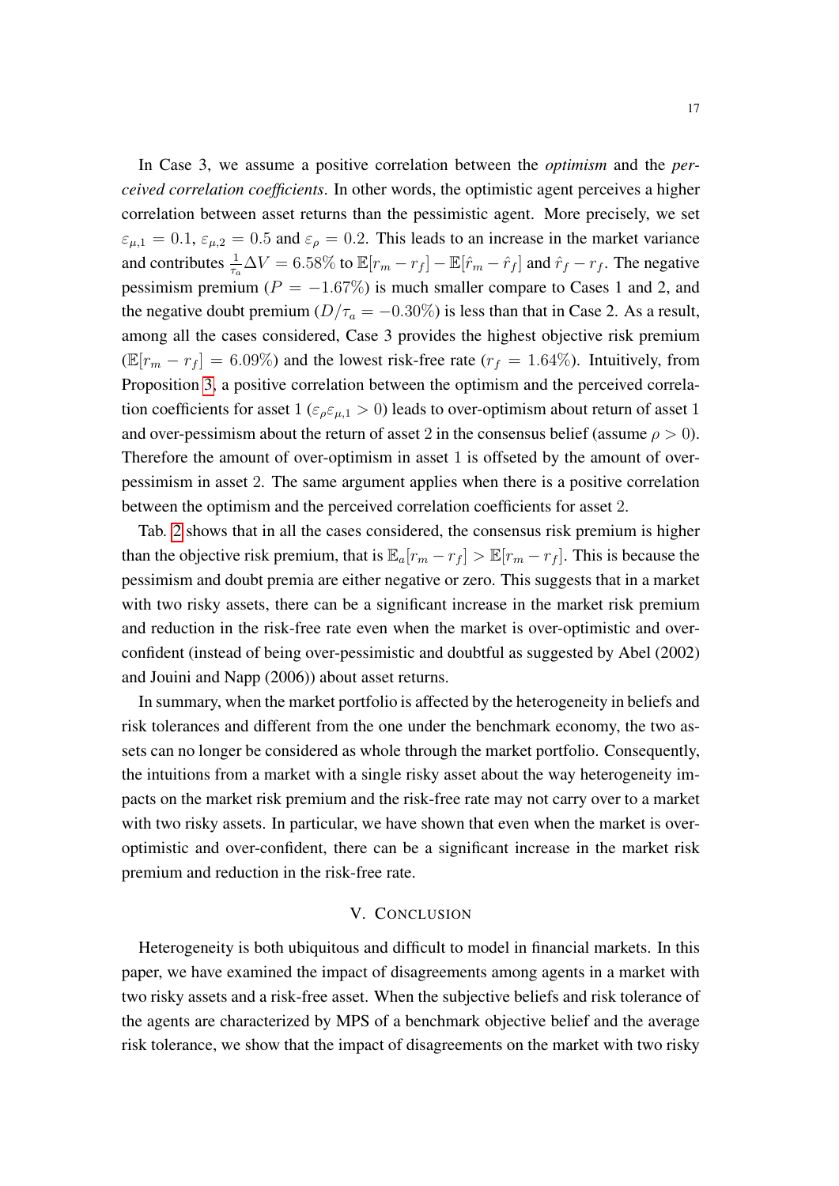In Case 3, we assume a positive correlation between the *optimism* and the *perceived correlation coefficients*. In other words, the optimistic agent perceives a higher correlation between asset returns than the pessimistic agent. More precisely, we set $\varepsilon_{\mu,1} = 0.1$, $\varepsilon_{\mu,2} = 0.5$ and $\varepsilon_{\rho} = 0.2$. This leads to an increase in the market variance and contributes $\frac{1}{\tau_a}\Delta V = 6.58\%$ to $\mathbb{E}[r_m - r_f] - \mathbb{E}[\hat{r}_m - \hat{r}_f]$ and $\hat{r}_f - r_f$. The negative pessimism premium ($P = -1.67\%$) is much smaller compare to Cases 1 and 2, and the negative doubt premium ($D/\tau_a = -0.30\%$) is less than that in Case 2. As a result, among all the cases considered, Case 3 provides the highest objective risk premium ($\mathbb{E}[r_m - r_f] = 6.09\%$) and the lowest risk-free rate ($r_f = 1.64\%$). Intuitively, from Proposition 3, a positive correlation between the optimism and the perceived correlation coefficients for asset 1 ($\varepsilon_{\rho}\varepsilon_{\mu,1} > 0$) leads to over-optimism about return of asset 1 and over-pessimism about the return of asset 2 in the consensus belief (assume $\rho > 0$). Therefore the amount of over-optimism in asset 1 is offseted by the amount of over-pessimism in asset 2. The same argument applies when there is a positive correlation between the optimism and the perceived correlation coefficients for asset 2.

Tab. 2 shows that in all the cases considered, the consensus risk premium is higher than the objective risk premium, that is $\mathbb{E}_a[r_m - r_f] > \mathbb{E}[r_m - r_f]$. This is because the pessimism and doubt premia are either negative or zero. This suggests that in a market with two risky assets, there can be a significant increase in the market risk premium and reduction in the risk-free rate even when the market is over-optimistic and over-confident (instead of being over-pessimistic and doubtful as suggested by Abel (2002) and Jouini and Napp (2006)) about asset returns.

In summary, when the market portfolio is affected by the heterogeneity in beliefs and risk tolerances and different from the one under the benchmark economy, the two assets can no longer be considered as whole through the market portfolio. Consequently, the intuitions from a market with a single risky asset about the way heterogeneity impacts on the market risk premium and the risk-free rate may not carry over to a market with two risky assets. In particular, we have shown that even when the market is over-optimistic and over-confident, there can be a significant increase in the market risk premium and reduction in the risk-free rate.

## V. Conclusion

Heterogeneity is both ubiquitous and difficult to model in financial markets. In this paper, we have examined the impact of disagreements among agents in a market with two risky assets and a risk-free asset. When the subjective beliefs and risk tolerance of the agents are characterized by MPS of a benchmark objective belief and the average risk tolerance, we show that the impact of disagreements on the market with two risky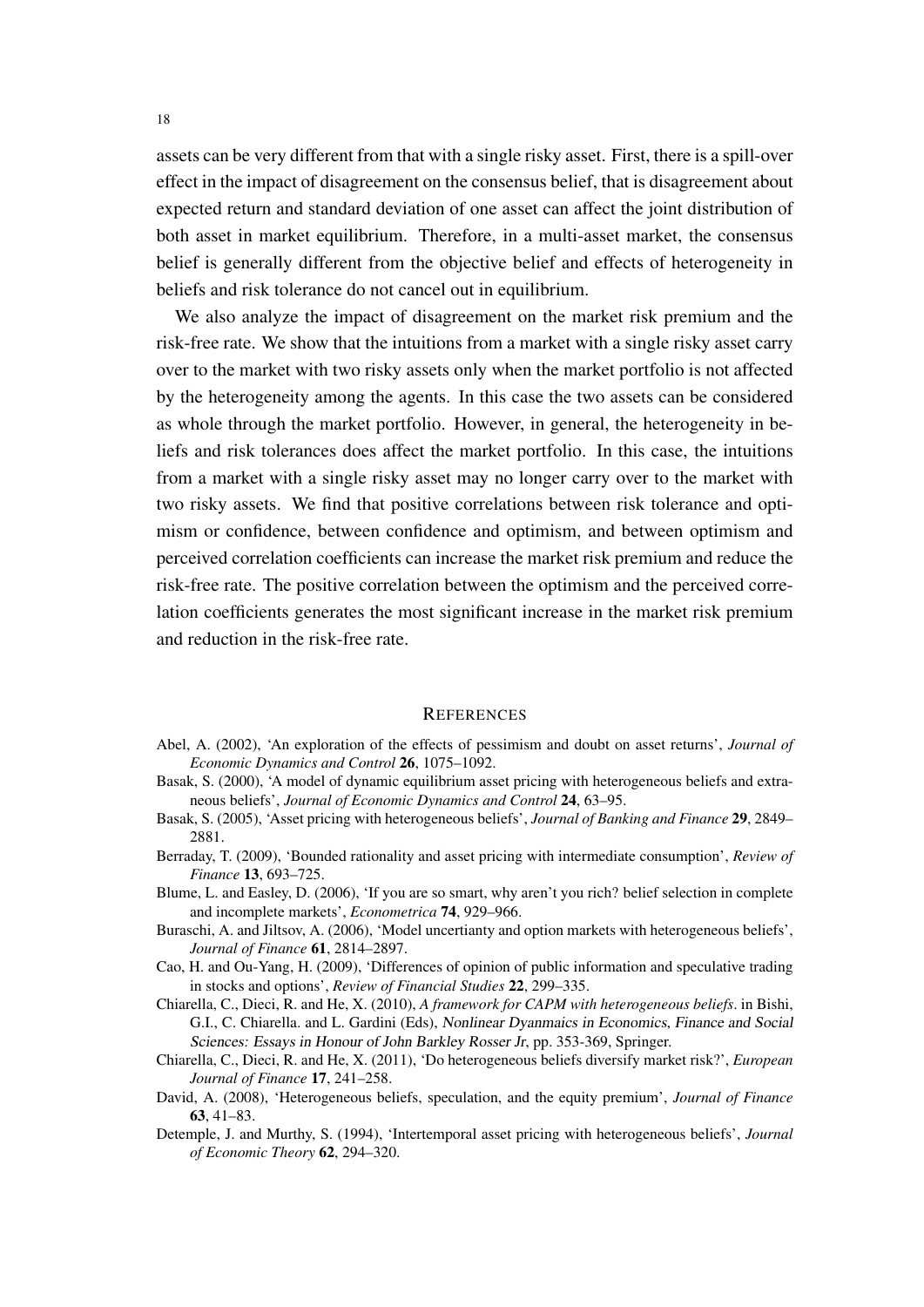assets can be very different from that with a single risky asset. First, there is a spill-over effect in the impact of disagreement on the consensus belief, that is disagreement about expected return and standard deviation of one asset can affect the joint distribution of both asset in market equilibrium. Therefore, in a multi-asset market, the consensus belief is generally different from the objective belief and effects of heterogeneity in beliefs and risk tolerance do not cancel out in equilibrium.

We also analyze the impact of disagreement on the market risk premium and the risk-free rate. We show that the intuitions from a market with a single risky asset carry over to the market with two risky assets only when the market portfolio is not affected by the heterogeneity among the agents. In this case the two assets can be considered as whole through the market portfolio. However, in general, the heterogeneity in beliefs and risk tolerances does affect the market portfolio. In this case, the intuitions from a market with a single risky asset may no longer carry over to the market with two risky assets. We find that positive correlations between risk tolerance and optimism or confidence, between confidence and optimism, and between optimism and perceived correlation coefficients can increase the market risk premium and reduce the risk-free rate. The positive correlation between the optimism and the perceived correlation coefficients generates the most significant increase in the market risk premium and reduction in the risk-free rate.

## REFERENCES

Abel, A. (2002), 'An exploration of the effects of pessimism and doubt on asset returns', *Journal of Economic Dynamics and Control* **26**, 1075–1092.

Basak, S. (2000), 'A model of dynamic equilibrium asset pricing with heterogeneous beliefs and extraneous beliefs', *Journal of Economic Dynamics and Control* **24**, 63–95.

Basak, S. (2005), 'Asset pricing with heterogeneous beliefs', *Journal of Banking and Finance* **29**, 2849–2881.

Berraday, T. (2009), 'Bounded rationality and asset pricing with intermediate consumption', *Review of Finance* **13**, 693–725.

Blume, L. and Easley, D. (2006), 'If you are so smart, why aren't you rich? belief selection in complete and incomplete markets', *Econometrica* **74**, 929–966.

Buraschi, A. and Jiltsov, A. (2006), 'Model uncertianty and option markets with heterogeneous beliefs', *Journal of Finance* **61**, 2814–2897.

Cao, H. and Ou-Yang, H. (2009), 'Differences of opinion of public information and speculative trading in stocks and options', *Review of Financial Studies* **22**, 299–335.

Chiarella, C., Dieci, R. and He, X. (2010), *A framework for CAPM with heterogeneous beliefs*. in Bishi, G.I., C. Chiarella. and L. Gardini (Eds), *Nonlinear Dyanmaics in Economics, Finance and Social Sciences: Essays in Honour of John Barkley Rosser Jr*, pp. 353-369, Springer.

Chiarella, C., Dieci, R. and He, X. (2011), 'Do heterogeneous beliefs diversify market risk?', *European Journal of Finance* **17**, 241–258.

David, A. (2008), 'Heterogeneous beliefs, speculation, and the equity premium', *Journal of Finance* **63**, 41–83.

Detemple, J. and Murthy, S. (1994), 'Intertemporal asset pricing with heterogeneous beliefs', *Journal of Economic Theory* **62**, 294–320.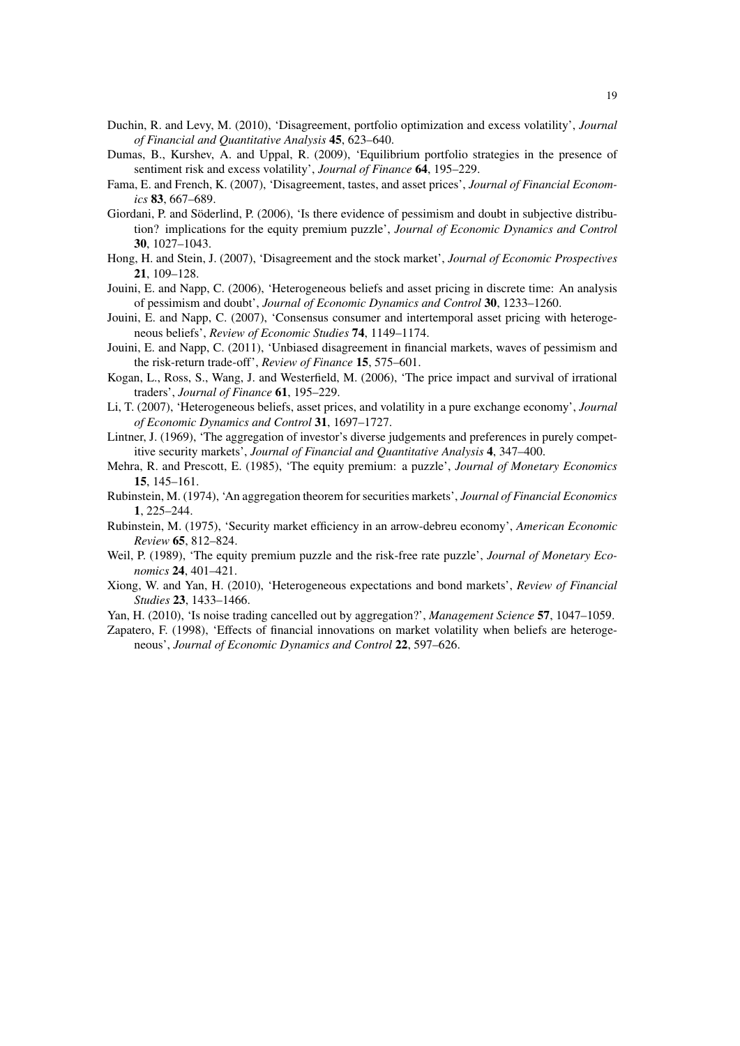Duchin, R. and Levy, M. (2010), 'Disagreement, portfolio optimization and excess volatility', *Journal of Financial and Quantitative Analysis* **45**, 623–640.

Dumas, B., Kurshev, A. and Uppal, R. (2009), 'Equilibrium portfolio strategies in the presence of sentiment risk and excess volatility', *Journal of Finance* **64**, 195–229.

Fama, E. and French, K. (2007), 'Disagreement, tastes, and asset prices', *Journal of Financial Economics* **83**, 667–689.

Giordani, P. and Söderlind, P. (2006), 'Is there evidence of pessimism and doubt in subjective distribution? implications for the equity premium puzzle', *Journal of Economic Dynamics and Control* **30**, 1027–1043.

Hong, H. and Stein, J. (2007), 'Disagreement and the stock market', *Journal of Economic Prospectives* **21**, 109–128.

Jouini, E. and Napp, C. (2006), 'Heterogeneous beliefs and asset pricing in discrete time: An analysis of pessimism and doubt', *Journal of Economic Dynamics and Control* **30**, 1233–1260.

Jouini, E. and Napp, C. (2007), 'Consensus consumer and intertemporal asset pricing with heterogeneous beliefs', *Review of Economic Studies* **74**, 1149–1174.

Jouini, E. and Napp, C. (2011), 'Unbiased disagreement in financial markets, waves of pessimism and the risk-return trade-off', *Review of Finance* **15**, 575–601.

Kogan, L., Ross, S., Wang, J. and Westerfield, M. (2006), 'The price impact and survival of irrational traders', *Journal of Finance* **61**, 195–229.

Li, T. (2007), 'Heterogeneous beliefs, asset prices, and volatility in a pure exchange economy', *Journal of Economic Dynamics and Control* **31**, 1697–1727.

Lintner, J. (1969), 'The aggregation of investor's diverse judgements and preferences in purely competitive security markets', *Journal of Financial and Quantitative Analysis* **4**, 347–400.

Mehra, R. and Prescott, E. (1985), 'The equity premium: a puzzle', *Journal of Monetary Economics* **15**, 145–161.

Rubinstein, M. (1974), 'An aggregation theorem for securities markets', *Journal of Financial Economics* **1**, 225–244.

Rubinstein, M. (1975), 'Security market efficiency in an arrow-debreu economy', *American Economic Review* **65**, 812–824.

Weil, P. (1989), 'The equity premium puzzle and the risk-free rate puzzle', *Journal of Monetary Economics* **24**, 401–421.

Xiong, W. and Yan, H. (2010), 'Heterogeneous expectations and bond markets', *Review of Financial Studies* **23**, 1433–1466.

Yan, H. (2010), 'Is noise trading cancelled out by aggregation?', *Management Science* **57**, 1047–1059.

Zapatero, F. (1998), 'Effects of financial innovations on market volatility when beliefs are heterogeneous', *Journal of Economic Dynamics and Control* **22**, 597–626.